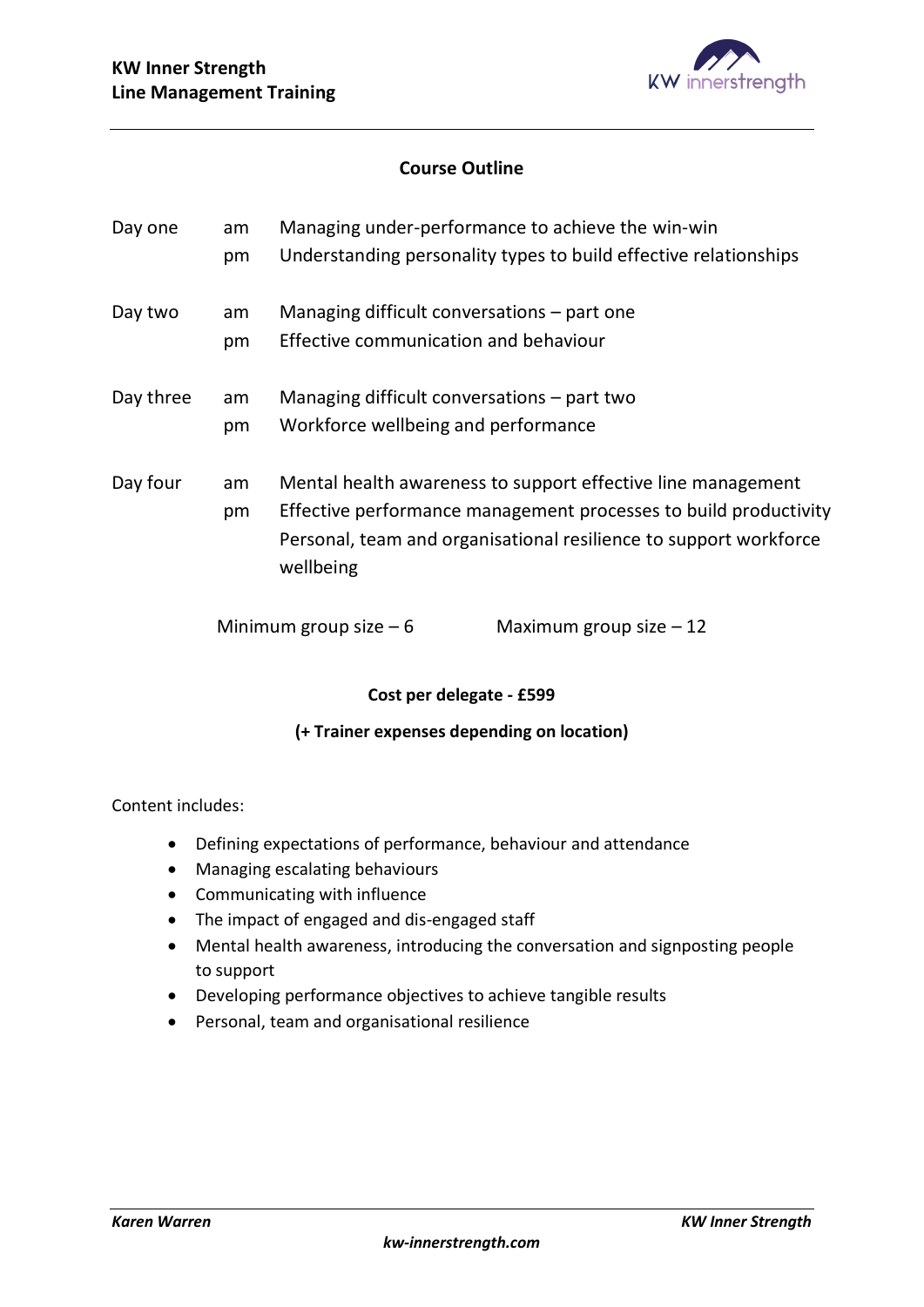**KW Inner Strength**
**Line Management Training**

## Course Outline

| | | |
|---|---|---|
| Day one | am | Managing under-performance to achieve the win-win |
| | pm | Understanding personality types to build effective relationships |
| Day two | am | Managing difficult conversations – part one |
| | pm | Effective communication and behaviour |
| Day three | am | Managing difficult conversations – part two |
| | pm | Workforce wellbeing and performance |
| Day four | am | Mental health awareness to support effective line management |
| | pm | Effective performance management processes to build productivity |
| | | Personal, team and organisational resilience to support workforce wellbeing |

Minimum group size – 6 Maximum group size – 12

**Cost per delegate - £599**

**(+ Trainer expenses depending on location)**

Content includes:

- Defining expectations of performance, behaviour and attendance
- Managing escalating behaviours
- Communicating with influence
- The impact of engaged and dis-engaged staff
- Mental health awareness, introducing the conversation and signposting people to support
- Developing performance objectives to achieve tangible results
- Personal, team and organisational resilience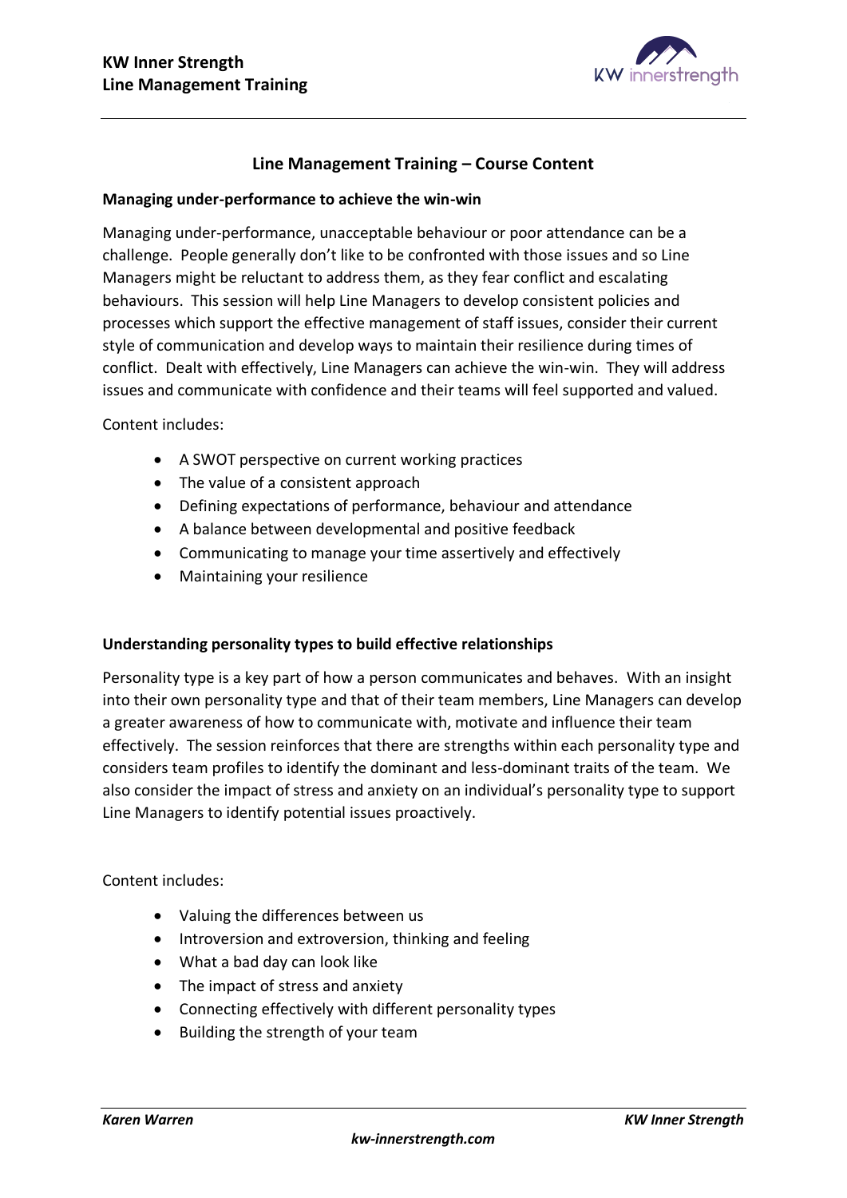## Line Management Training – Course Content

### Managing under-performance to achieve the win-win

Managing under-performance, unacceptable behaviour or poor attendance can be a challenge. People generally don't like to be confronted with those issues and so Line Managers might be reluctant to address them, as they fear conflict and escalating behaviours. This session will help Line Managers to develop consistent policies and processes which support the effective management of staff issues, consider their current style of communication and develop ways to maintain their resilience during times of conflict. Dealt with effectively, Line Managers can achieve the win-win. They will address issues and communicate with confidence and their teams will feel supported and valued.

Content includes:

- A SWOT perspective on current working practices
- The value of a consistent approach
- Defining expectations of performance, behaviour and attendance
- A balance between developmental and positive feedback
- Communicating to manage your time assertively and effectively
- Maintaining your resilience

### Understanding personality types to build effective relationships

Personality type is a key part of how a person communicates and behaves. With an insight into their own personality type and that of their team members, Line Managers can develop a greater awareness of how to communicate with, motivate and influence their team effectively. The session reinforces that there are strengths within each personality type and considers team profiles to identify the dominant and less-dominant traits of the team. We also consider the impact of stress and anxiety on an individual's personality type to support Line Managers to identify potential issues proactively.

Content includes:

- Valuing the differences between us
- Introversion and extroversion, thinking and feeling
- What a bad day can look like
- The impact of stress and anxiety
- Connecting effectively with different personality types
- Building the strength of your team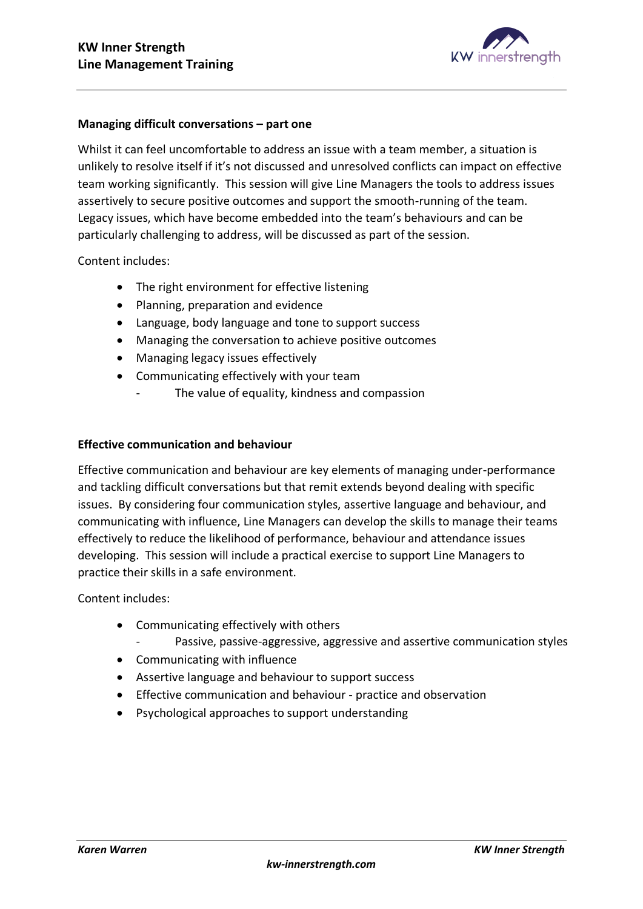#### Managing difficult conversations – part one

Whilst it can feel uncomfortable to address an issue with a team member, a situation is unlikely to resolve itself if it's not discussed and unresolved conflicts can impact on effective team working significantly. This session will give Line Managers the tools to address issues assertively to secure positive outcomes and support the smooth-running of the team. Legacy issues, which have become embedded into the team's behaviours and can be particularly challenging to address, will be discussed as part of the session.

Content includes:

- The right environment for effective listening
- Planning, preparation and evidence
- Language, body language and tone to support success
- Managing the conversation to achieve positive outcomes
- Managing legacy issues effectively
- Communicating effectively with your team
  - The value of equality, kindness and compassion

#### Effective communication and behaviour

Effective communication and behaviour are key elements of managing under-performance and tackling difficult conversations but that remit extends beyond dealing with specific issues. By considering four communication styles, assertive language and behaviour, and communicating with influence, Line Managers can develop the skills to manage their teams effectively to reduce the likelihood of performance, behaviour and attendance issues developing. This session will include a practical exercise to support Line Managers to practice their skills in a safe environment.

Content includes:

- Communicating effectively with others
  - Passive, passive-aggressive, aggressive and assertive communication styles
- Communicating with influence
- Assertive language and behaviour to support success
- Effective communication and behaviour - practice and observation
- Psychological approaches to support understanding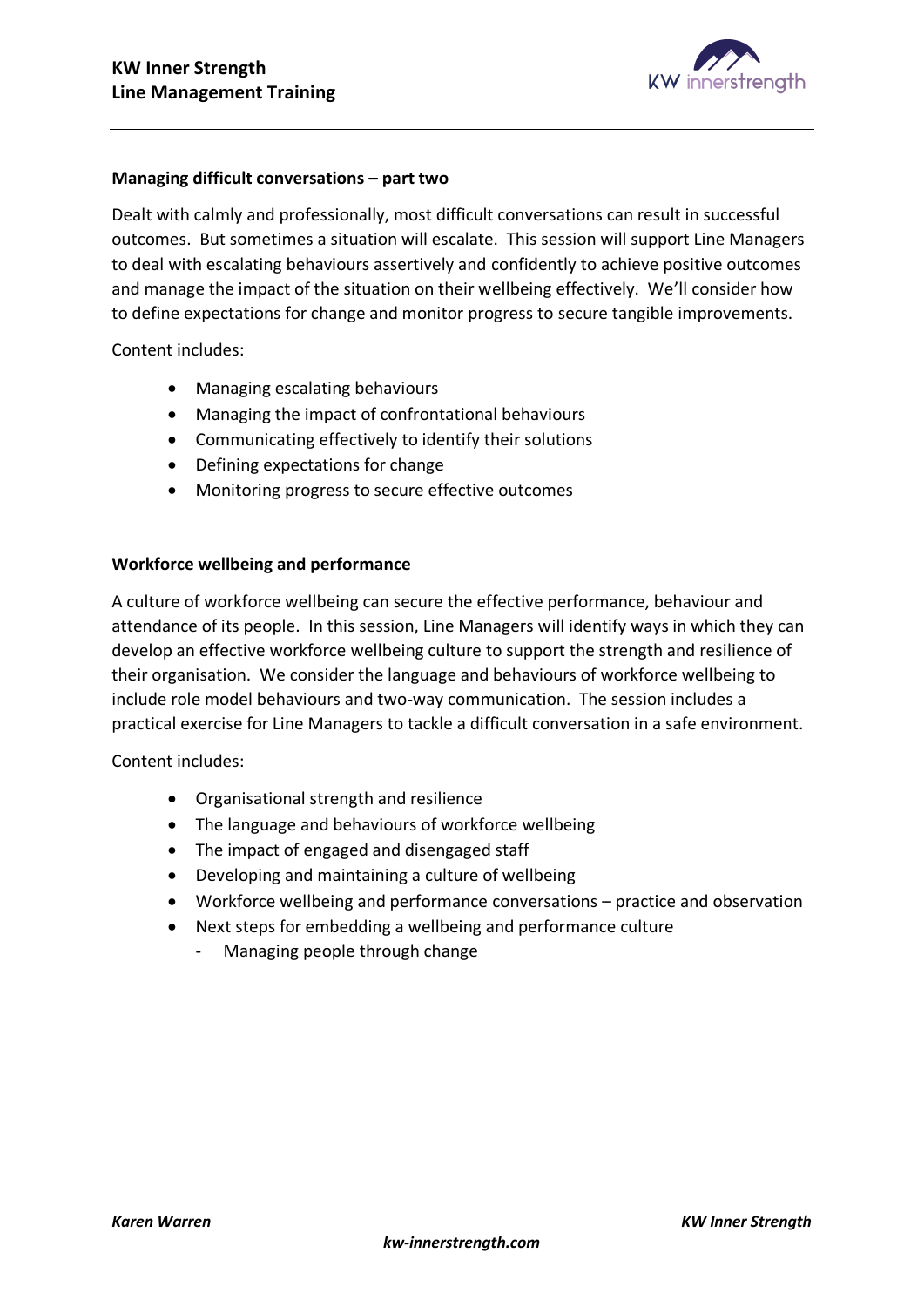### Managing difficult conversations – part two

Dealt with calmly and professionally, most difficult conversations can result in successful outcomes. But sometimes a situation will escalate. This session will support Line Managers to deal with escalating behaviours assertively and confidently to achieve positive outcomes and manage the impact of the situation on their wellbeing effectively. We'll consider how to define expectations for change and monitor progress to secure tangible improvements.

Content includes:

- Managing escalating behaviours
- Managing the impact of confrontational behaviours
- Communicating effectively to identify their solutions
- Defining expectations for change
- Monitoring progress to secure effective outcomes

### Workforce wellbeing and performance

A culture of workforce wellbeing can secure the effective performance, behaviour and attendance of its people. In this session, Line Managers will identify ways in which they can develop an effective workforce wellbeing culture to support the strength and resilience of their organisation. We consider the language and behaviours of workforce wellbeing to include role model behaviours and two-way communication. The session includes a practical exercise for Line Managers to tackle a difficult conversation in a safe environment.

Content includes:

- Organisational strength and resilience
- The language and behaviours of workforce wellbeing
- The impact of engaged and disengaged staff
- Developing and maintaining a culture of wellbeing
- Workforce wellbeing and performance conversations – practice and observation
- Next steps for embedding a wellbeing and performance culture
  - Managing people through change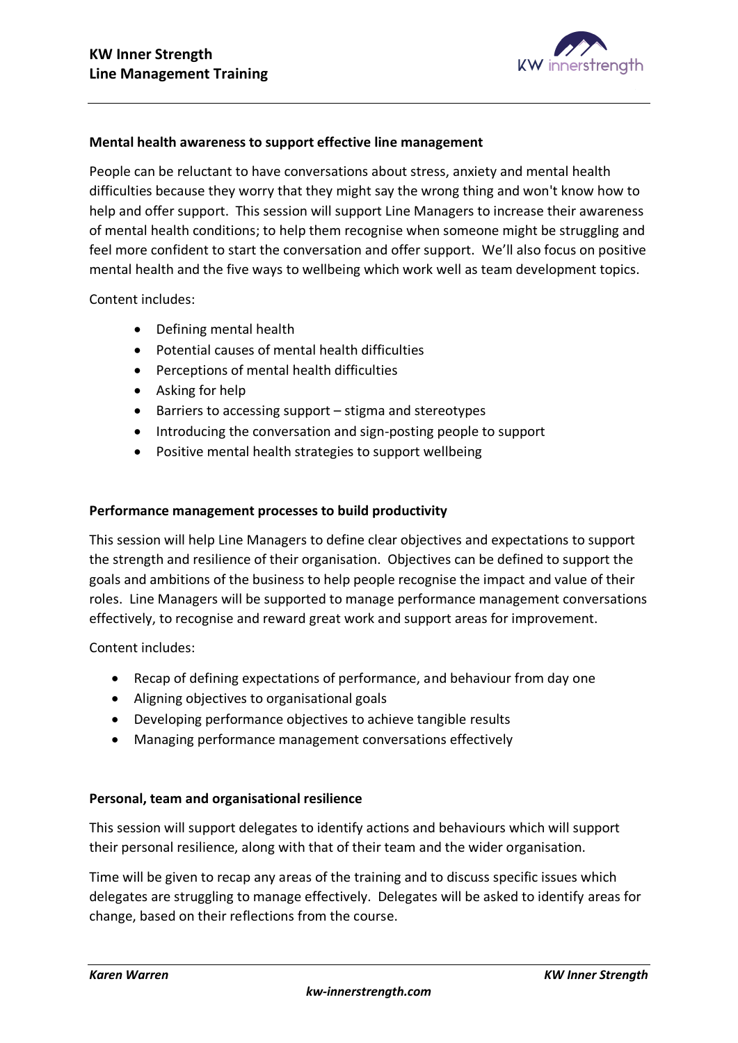**Mental health awareness to support effective line management**

People can be reluctant to have conversations about stress, anxiety and mental health difficulties because they worry that they might say the wrong thing and won't know how to help and offer support. This session will support Line Managers to increase their awareness of mental health conditions; to help them recognise when someone might be struggling and feel more confident to start the conversation and offer support. We'll also focus on positive mental health and the five ways to wellbeing which work well as team development topics.

Content includes:

- Defining mental health
- Potential causes of mental health difficulties
- Perceptions of mental health difficulties
- Asking for help
- Barriers to accessing support – stigma and stereotypes
- Introducing the conversation and sign-posting people to support
- Positive mental health strategies to support wellbeing

**Performance management processes to build productivity**

This session will help Line Managers to define clear objectives and expectations to support the strength and resilience of their organisation. Objectives can be defined to support the goals and ambitions of the business to help people recognise the impact and value of their roles. Line Managers will be supported to manage performance management conversations effectively, to recognise and reward great work and support areas for improvement.

Content includes:

- Recap of defining expectations of performance, and behaviour from day one
- Aligning objectives to organisational goals
- Developing performance objectives to achieve tangible results
- Managing performance management conversations effectively

**Personal, team and organisational resilience**

This session will support delegates to identify actions and behaviours which will support their personal resilience, along with that of their team and the wider organisation.

Time will be given to recap any areas of the training and to discuss specific issues which delegates are struggling to manage effectively. Delegates will be asked to identify areas for change, based on their reflections from the course.